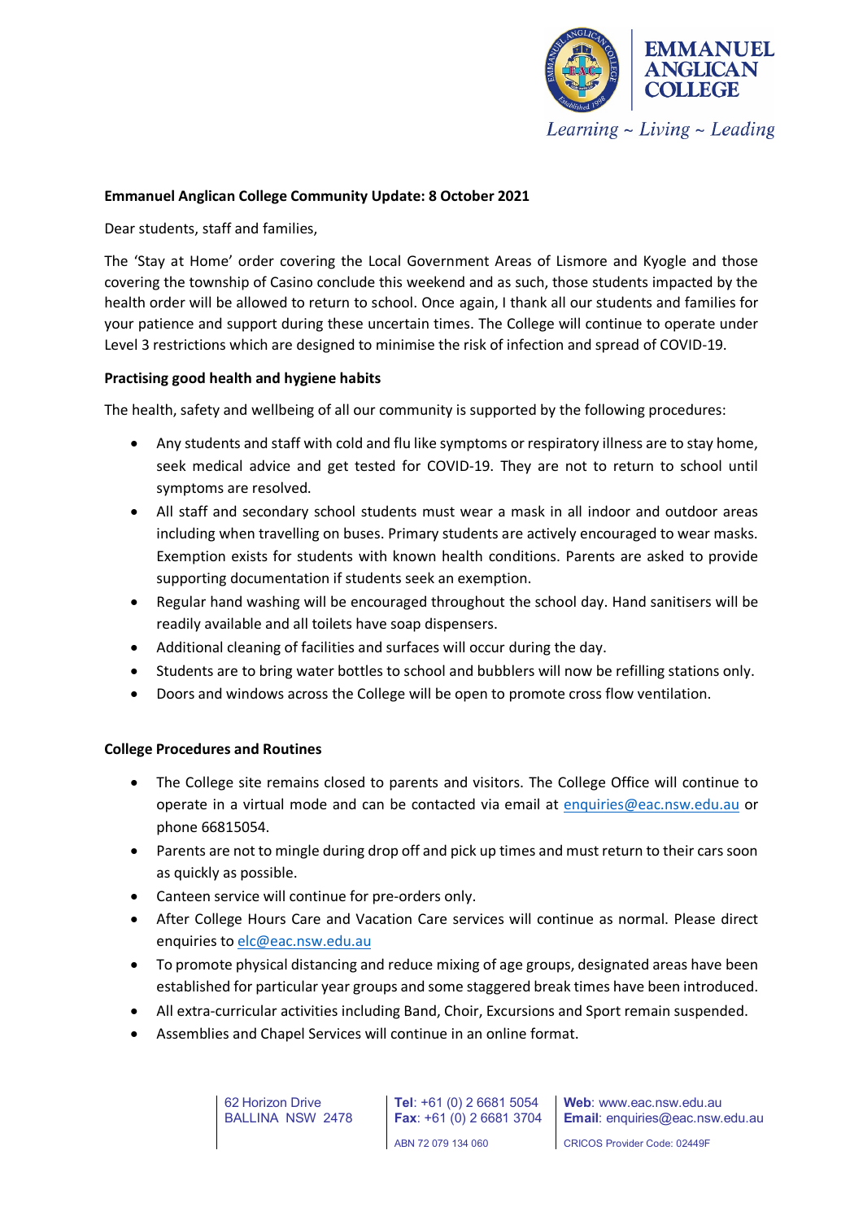**Emmanuel Anglican College Community Update: 8 October 2021**

Dear students, staff and families,

The 'Stay at Home' order covering the Local Government Areas of Lismore and Kyogle and those covering the township of Casino conclude this weekend and as such, those students impacted by the health order will be allowed to return to school. Once again, I thank all our students and families for your patience and support during these uncertain times. The College will continue to operate under Level 3 restrictions which are designed to minimise the risk of infection and spread of COVID-19.

**Practising good health and hygiene habits**

The health, safety and wellbeing of all our community is supported by the following procedures:

- Any students and staff with cold and flu like symptoms or respiratory illness are to stay home, seek medical advice and get tested for COVID-19. They are not to return to school until symptoms are resolved.
- All staff and secondary school students must wear a mask in all indoor and outdoor areas including when travelling on buses. Primary students are actively encouraged to wear masks. Exemption exists for students with known health conditions. Parents are asked to provide supporting documentation if students seek an exemption.
- Regular hand washing will be encouraged throughout the school day. Hand sanitisers will be readily available and all toilets have soap dispensers.
- Additional cleaning of facilities and surfaces will occur during the day.
- Students are to bring water bottles to school and bubblers will now be refilling stations only.
- Doors and windows across the College will be open to promote cross flow ventilation.

**College Procedures and Routines**

- The College site remains closed to parents and visitors. The College Office will continue to operate in a virtual mode and can be contacted via email at enquiries@eac.nsw.edu.au or phone 66815054.
- Parents are not to mingle during drop off and pick up times and must return to their cars soon as quickly as possible.
- Canteen service will continue for pre-orders only.
- After College Hours Care and Vacation Care services will continue as normal. Please direct enquiries to elc@eac.nsw.edu.au
- To promote physical distancing and reduce mixing of age groups, designated areas have been established for particular year groups and some staggered break times have been introduced.
- All extra-curricular activities including Band, Choir, Excursions and Sport remain suspended.
- Assemblies and Chapel Services will continue in an online format.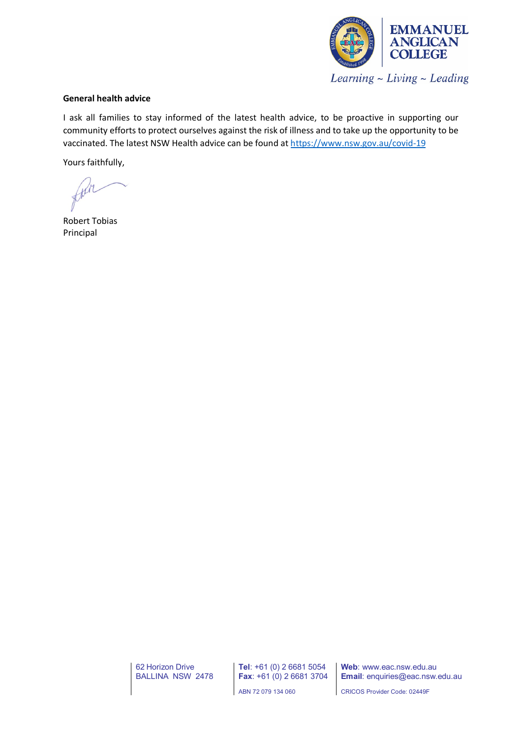**General health advice**

I ask all families to stay informed of the latest health advice, to be proactive in supporting our community efforts to protect ourselves against the risk of illness and to take up the opportunity to be vaccinated. The latest NSW Health advice can be found at https://www.nsw.gov.au/covid-19

Yours faithfully,

Robert Tobias
Principal